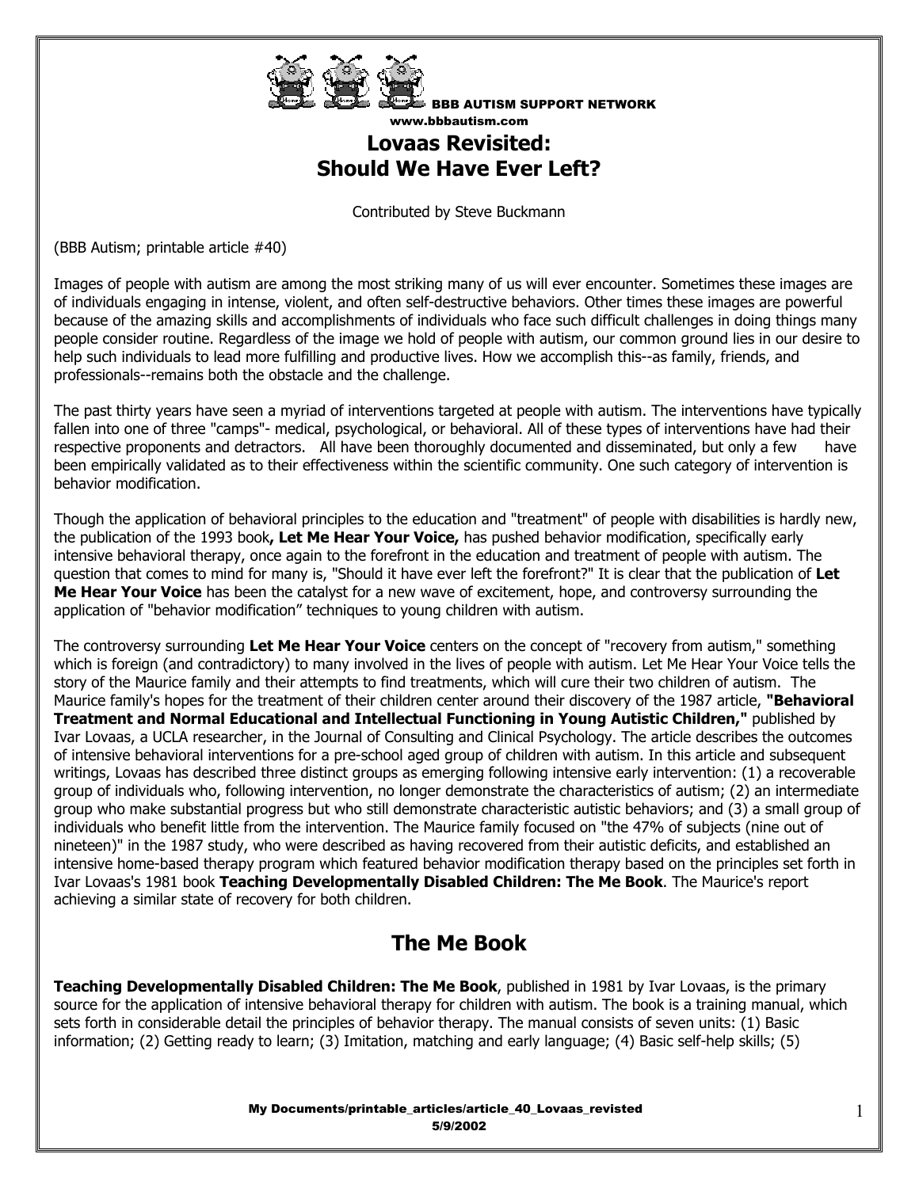BBB AUTISM SUPPORT NETWORK
www.bbbautism.com

# Lovaas Revisited: Should We Have Ever Left?

Contributed by Steve Buckmann

(BBB Autism; printable article #40)

Images of people with autism are among the most striking many of us will ever encounter. Sometimes these images are of individuals engaging in intense, violent, and often self-destructive behaviors. Other times these images are powerful because of the amazing skills and accomplishments of individuals who face such difficult challenges in doing things many people consider routine. Regardless of the image we hold of people with autism, our common ground lies in our desire to help such individuals to lead more fulfilling and productive lives. How we accomplish this--as family, friends, and professionals--remains both the obstacle and the challenge.

The past thirty years have seen a myriad of interventions targeted at people with autism. The interventions have typically fallen into one of three "camps"- medical, psychological, or behavioral. All of these types of interventions have had their respective proponents and detractors. All have been thoroughly documented and disseminated, but only a few have been empirically validated as to their effectiveness within the scientific community. One such category of intervention is behavior modification.

Though the application of behavioral principles to the education and "treatment" of people with disabilities is hardly new, the publication of the 1993 book**, Let Me Hear Your Voice,** has pushed behavior modification, specifically early intensive behavioral therapy, once again to the forefront in the education and treatment of people with autism. The question that comes to mind for many is, "Should it have ever left the forefront?" It is clear that the publication of **Let Me Hear Your Voice** has been the catalyst for a new wave of excitement, hope, and controversy surrounding the application of "behavior modification" techniques to young children with autism.

The controversy surrounding **Let Me Hear Your Voice** centers on the concept of "recovery from autism," something which is foreign (and contradictory) to many involved in the lives of people with autism. Let Me Hear Your Voice tells the story of the Maurice family and their attempts to find treatments, which will cure their two children of autism. The Maurice family's hopes for the treatment of their children center around their discovery of the 1987 article, **"Behavioral Treatment and Normal Educational and Intellectual Functioning in Young Autistic Children,"** published by Ivar Lovaas, a UCLA researcher, in the Journal of Consulting and Clinical Psychology. The article describes the outcomes of intensive behavioral interventions for a pre-school aged group of children with autism. In this article and subsequent writings, Lovaas has described three distinct groups as emerging following intensive early intervention: (1) a recoverable group of individuals who, following intervention, no longer demonstrate the characteristics of autism; (2) an intermediate group who make substantial progress but who still demonstrate characteristic autistic behaviors; and (3) a small group of individuals who benefit little from the intervention. The Maurice family focused on "the 47% of subjects (nine out of nineteen)" in the 1987 study, who were described as having recovered from their autistic deficits, and established an intensive home-based therapy program which featured behavior modification therapy based on the principles set forth in Ivar Lovaas's 1981 book **Teaching Developmentally Disabled Children: The Me Book**. The Maurice's report achieving a similar state of recovery for both children.

## The Me Book

**Teaching Developmentally Disabled Children: The Me Book**, published in 1981 by Ivar Lovaas, is the primary source for the application of intensive behavioral therapy for children with autism. The book is a training manual, which sets forth in considerable detail the principles of behavior therapy. The manual consists of seven units: (1) Basic information; (2) Getting ready to learn; (3) Imitation, matching and early language; (4) Basic self-help skills; (5)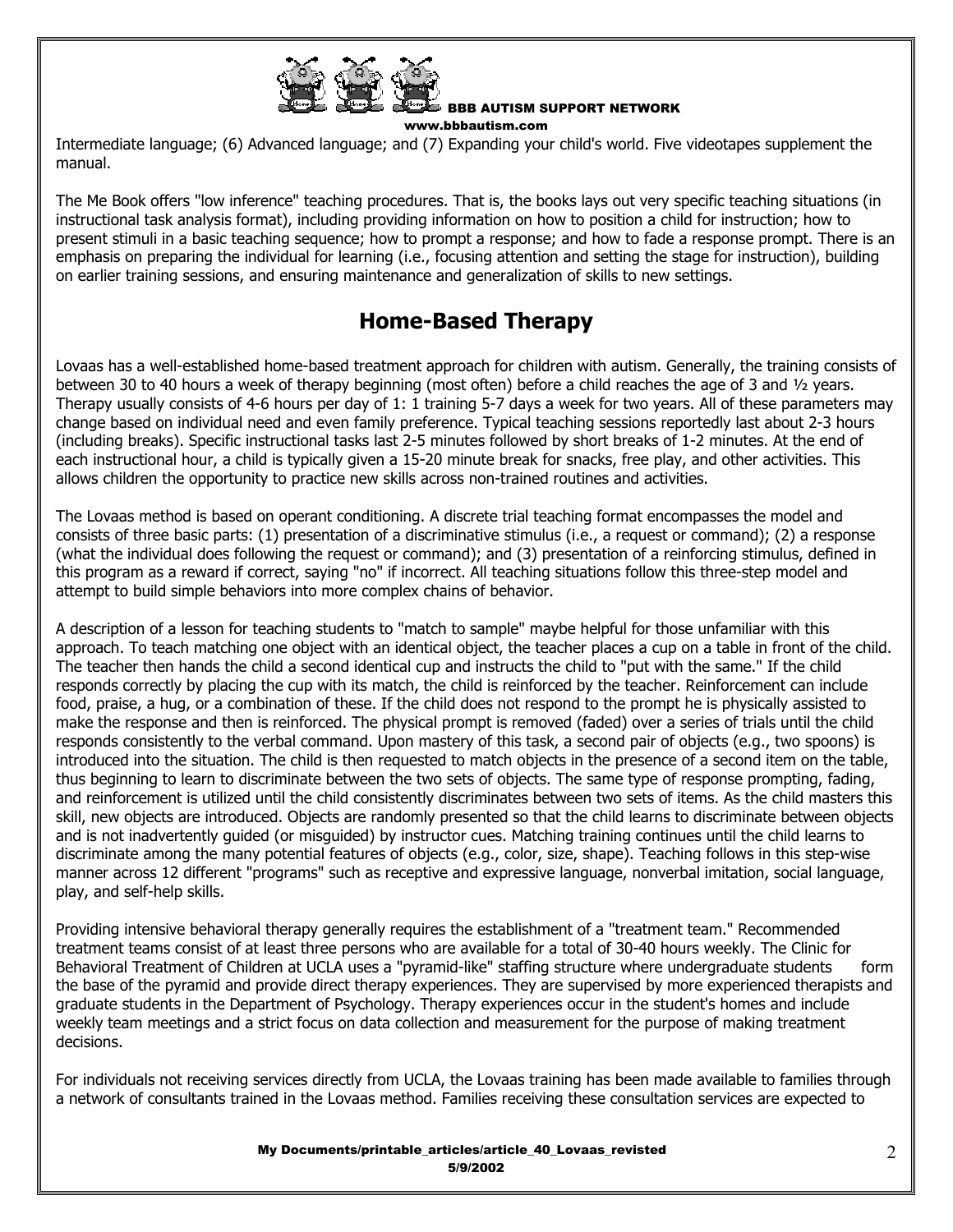Intermediate language; (6) Advanced language; and (7) Expanding your child's world. Five videotapes supplement the manual.

The Me Book offers "low inference" teaching procedures. That is, the books lays out very specific teaching situations (in instructional task analysis format), including providing information on how to position a child for instruction; how to present stimuli in a basic teaching sequence; how to prompt a response; and how to fade a response prompt. There is an emphasis on preparing the individual for learning (i.e., focusing attention and setting the stage for instruction), building on earlier training sessions, and ensuring maintenance and generalization of skills to new settings.

## Home-Based Therapy

Lovaas has a well-established home-based treatment approach for children with autism. Generally, the training consists of between 30 to 40 hours a week of therapy beginning (most often) before a child reaches the age of 3 and ½ years. Therapy usually consists of 4-6 hours per day of 1: 1 training 5-7 days a week for two years. All of these parameters may change based on individual need and even family preference. Typical teaching sessions reportedly last about 2-3 hours (including breaks). Specific instructional tasks last 2-5 minutes followed by short breaks of 1-2 minutes. At the end of each instructional hour, a child is typically given a 15-20 minute break for snacks, free play, and other activities. This allows children the opportunity to practice new skills across non-trained routines and activities.

The Lovaas method is based on operant conditioning. A discrete trial teaching format encompasses the model and consists of three basic parts: (1) presentation of a discriminative stimulus (i.e., a request or command); (2) a response (what the individual does following the request or command); and (3) presentation of a reinforcing stimulus, defined in this program as a reward if correct, saying "no" if incorrect. All teaching situations follow this three-step model and attempt to build simple behaviors into more complex chains of behavior.

A description of a lesson for teaching students to "match to sample" maybe helpful for those unfamiliar with this approach. To teach matching one object with an identical object, the teacher places a cup on a table in front of the child. The teacher then hands the child a second identical cup and instructs the child to "put with the same." If the child responds correctly by placing the cup with its match, the child is reinforced by the teacher. Reinforcement can include food, praise, a hug, or a combination of these. If the child does not respond to the prompt he is physically assisted to make the response and then is reinforced. The physical prompt is removed (faded) over a series of trials until the child responds consistently to the verbal command. Upon mastery of this task, a second pair of objects (e.g., two spoons) is introduced into the situation. The child is then requested to match objects in the presence of a second item on the table, thus beginning to learn to discriminate between the two sets of objects. The same type of response prompting, fading, and reinforcement is utilized until the child consistently discriminates between two sets of items. As the child masters this skill, new objects are introduced. Objects are randomly presented so that the child learns to discriminate between objects and is not inadvertently guided (or misguided) by instructor cues. Matching training continues until the child learns to discriminate among the many potential features of objects (e.g., color, size, shape). Teaching follows in this step-wise manner across 12 different "programs" such as receptive and expressive language, nonverbal imitation, social language, play, and self-help skills.

Providing intensive behavioral therapy generally requires the establishment of a "treatment team." Recommended treatment teams consist of at least three persons who are available for a total of 30-40 hours weekly. The Clinic for Behavioral Treatment of Children at UCLA uses a "pyramid-like" staffing structure where undergraduate students form the base of the pyramid and provide direct therapy experiences. They are supervised by more experienced therapists and graduate students in the Department of Psychology. Therapy experiences occur in the student's homes and include weekly team meetings and a strict focus on data collection and measurement for the purpose of making treatment decisions.

For individuals not receiving services directly from UCLA, the Lovaas training has been made available to families through a network of consultants trained in the Lovaas method. Families receiving these consultation services are expected to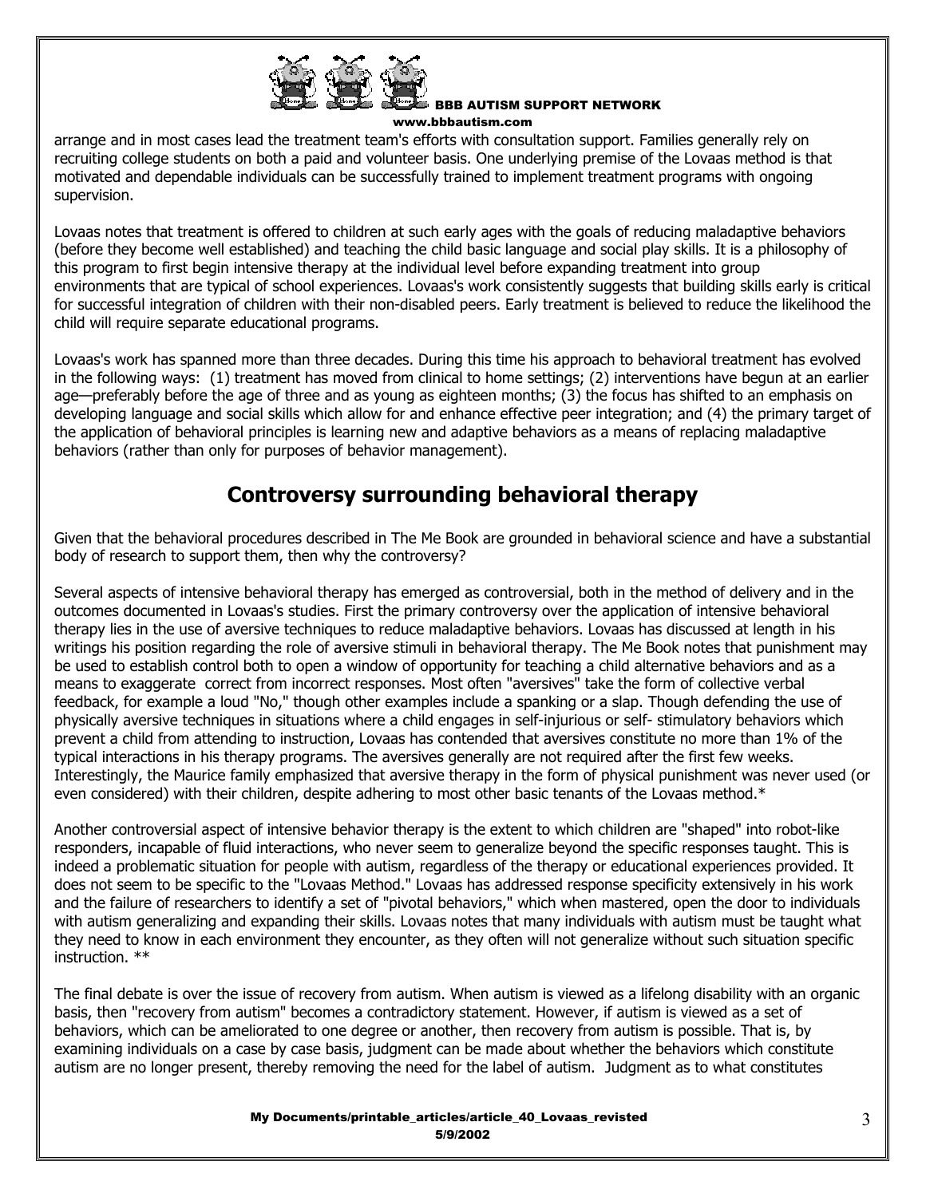arrange and in most cases lead the treatment team's efforts with consultation support. Families generally rely on recruiting college students on both a paid and volunteer basis. One underlying premise of the Lovaas method is that motivated and dependable individuals can be successfully trained to implement treatment programs with ongoing supervision.

Lovaas notes that treatment is offered to children at such early ages with the goals of reducing maladaptive behaviors (before they become well established) and teaching the child basic language and social play skills. It is a philosophy of this program to first begin intensive therapy at the individual level before expanding treatment into group environments that are typical of school experiences. Lovaas's work consistently suggests that building skills early is critical for successful integration of children with their non-disabled peers. Early treatment is believed to reduce the likelihood the child will require separate educational programs.

Lovaas's work has spanned more than three decades. During this time his approach to behavioral treatment has evolved in the following ways: (1) treatment has moved from clinical to home settings; (2) interventions have begun at an earlier age—preferably before the age of three and as young as eighteen months; (3) the focus has shifted to an emphasis on developing language and social skills which allow for and enhance effective peer integration; and (4) the primary target of the application of behavioral principles is learning new and adaptive behaviors as a means of replacing maladaptive behaviors (rather than only for purposes of behavior management).

## Controversy surrounding behavioral therapy

Given that the behavioral procedures described in The Me Book are grounded in behavioral science and have a substantial body of research to support them, then why the controversy?

Several aspects of intensive behavioral therapy has emerged as controversial, both in the method of delivery and in the outcomes documented in Lovaas's studies. First the primary controversy over the application of intensive behavioral therapy lies in the use of aversive techniques to reduce maladaptive behaviors. Lovaas has discussed at length in his writings his position regarding the role of aversive stimuli in behavioral therapy. The Me Book notes that punishment may be used to establish control both to open a window of opportunity for teaching a child alternative behaviors and as a means to exaggerate correct from incorrect responses. Most often "aversives" take the form of collective verbal feedback, for example a loud "No," though other examples include a spanking or a slap. Though defending the use of physically aversive techniques in situations where a child engages in self-injurious or self- stimulatory behaviors which prevent a child from attending to instruction, Lovaas has contended that aversives constitute no more than 1% of the typical interactions in his therapy programs. The aversives generally are not required after the first few weeks. Interestingly, the Maurice family emphasized that aversive therapy in the form of physical punishment was never used (or even considered) with their children, despite adhering to most other basic tenants of the Lovaas method.*

Another controversial aspect of intensive behavior therapy is the extent to which children are "shaped" into robot-like responders, incapable of fluid interactions, who never seem to generalize beyond the specific responses taught. This is indeed a problematic situation for people with autism, regardless of the therapy or educational experiences provided. It does not seem to be specific to the "Lovaas Method." Lovaas has addressed response specificity extensively in his work and the failure of researchers to identify a set of "pivotal behaviors," which when mastered, open the door to individuals with autism generalizing and expanding their skills. Lovaas notes that many individuals with autism must be taught what they need to know in each environment they encounter, as they often will not generalize without such situation specific instruction. **

The final debate is over the issue of recovery from autism. When autism is viewed as a lifelong disability with an organic basis, then "recovery from autism" becomes a contradictory statement. However, if autism is viewed as a set of behaviors, which can be ameliorated to one degree or another, then recovery from autism is possible. That is, by examining individuals on a case by case basis, judgment can be made about whether the behaviors which constitute autism are no longer present, thereby removing the need for the label of autism. Judgment as to what constitutes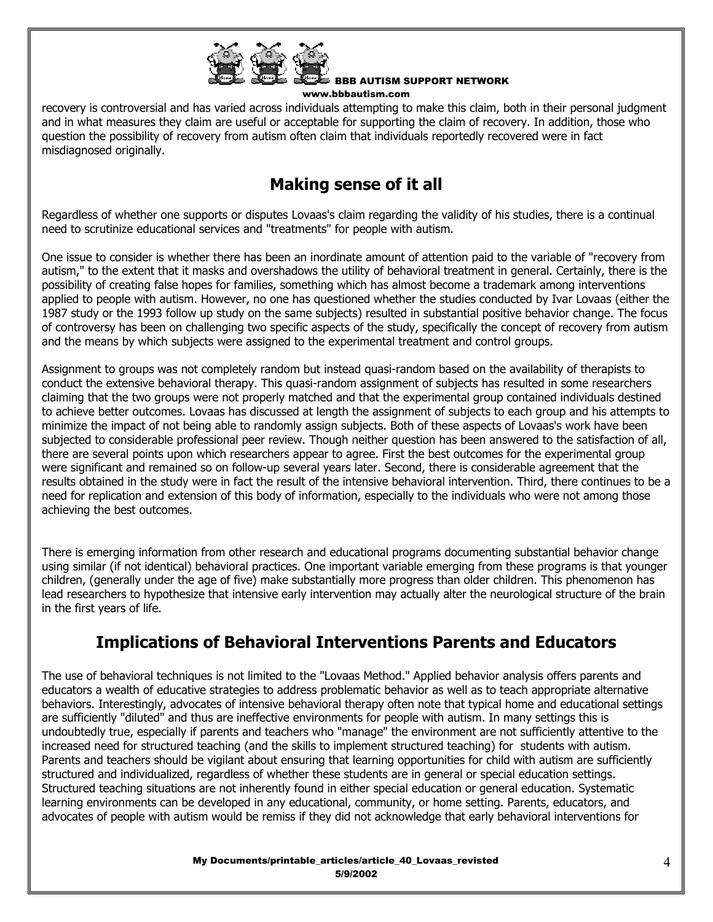recovery is controversial and has varied across individuals attempting to make this claim, both in their personal judgment and in what measures they claim are useful or acceptable for supporting the claim of recovery. In addition, those who question the possibility of recovery from autism often claim that individuals reportedly recovered were in fact misdiagnosed originally.

## Making sense of it all

Regardless of whether one supports or disputes Lovaas's claim regarding the validity of his studies, there is a continual need to scrutinize educational services and "treatments" for people with autism.

One issue to consider is whether there has been an inordinate amount of attention paid to the variable of "recovery from autism," to the extent that it masks and overshadows the utility of behavioral treatment in general. Certainly, there is the possibility of creating false hopes for families, something which has almost become a trademark among interventions applied to people with autism. However, no one has questioned whether the studies conducted by Ivar Lovaas (either the 1987 study or the 1993 follow up study on the same subjects) resulted in substantial positive behavior change. The focus of controversy has been on challenging two specific aspects of the study, specifically the concept of recovery from autism and the means by which subjects were assigned to the experimental treatment and control groups.

Assignment to groups was not completely random but instead quasi-random based on the availability of therapists to conduct the extensive behavioral therapy. This quasi-random assignment of subjects has resulted in some researchers claiming that the two groups were not properly matched and that the experimental group contained individuals destined to achieve better outcomes. Lovaas has discussed at length the assignment of subjects to each group and his attempts to minimize the impact of not being able to randomly assign subjects. Both of these aspects of Lovaas's work have been subjected to considerable professional peer review. Though neither question has been answered to the satisfaction of all, there are several points upon which researchers appear to agree. First the best outcomes for the experimental group were significant and remained so on follow-up several years later. Second, there is considerable agreement that the results obtained in the study were in fact the result of the intensive behavioral intervention. Third, there continues to be a need for replication and extension of this body of information, especially to the individuals who were not among those achieving the best outcomes.

There is emerging information from other research and educational programs documenting substantial behavior change using similar (if not identical) behavioral practices. One important variable emerging from these programs is that younger children, (generally under the age of five) make substantially more progress than older children. This phenomenon has lead researchers to hypothesize that intensive early intervention may actually alter the neurological structure of the brain in the first years of life.

## Implications of Behavioral Interventions Parents and Educators

The use of behavioral techniques is not limited to the "Lovaas Method." Applied behavior analysis offers parents and educators a wealth of educative strategies to address problematic behavior as well as to teach appropriate alternative behaviors. Interestingly, advocates of intensive behavioral therapy often note that typical home and educational settings are sufficiently "diluted" and thus are ineffective environments for people with autism. In many settings this is undoubtedly true, especially if parents and teachers who "manage" the environment are not sufficiently attentive to the increased need for structured teaching (and the skills to implement structured teaching) for students with autism. Parents and teachers should be vigilant about ensuring that learning opportunities for child with autism are sufficiently structured and individualized, regardless of whether these students are in general or special education settings. Structured teaching situations are not inherently found in either special education or general education. Systematic learning environments can be developed in any educational, community, or home setting. Parents, educators, and advocates of people with autism would be remiss if they did not acknowledge that early behavioral interventions for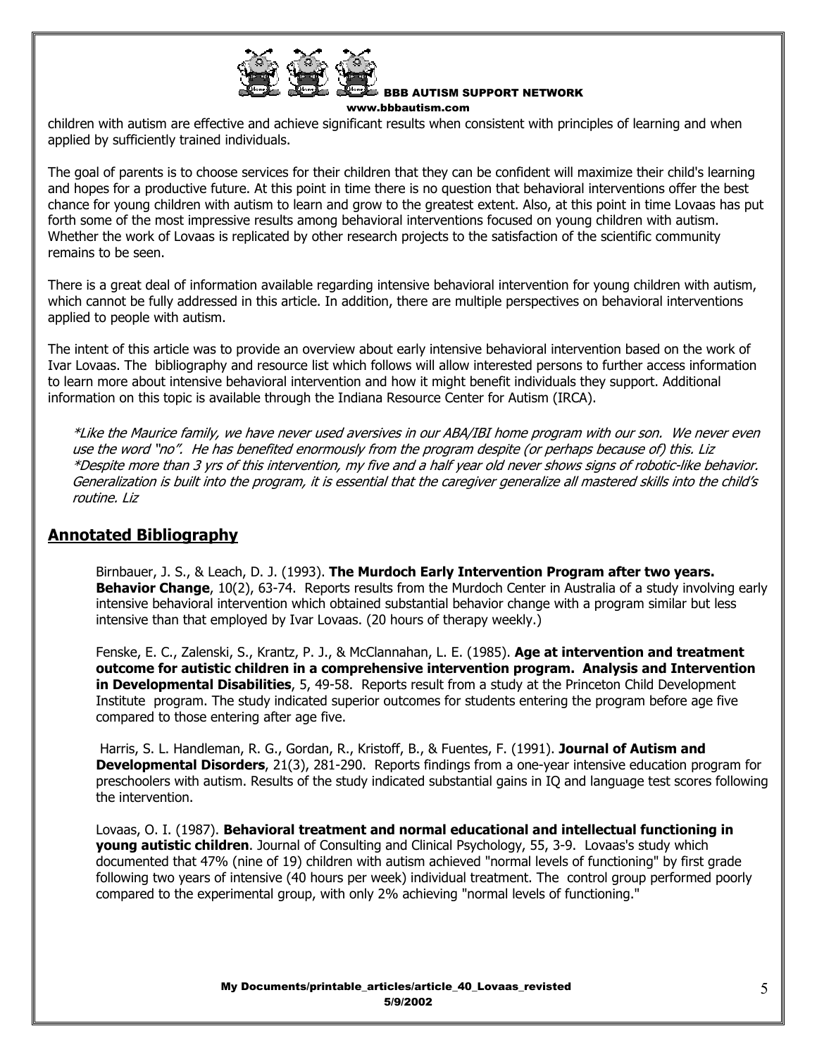children with autism are effective and achieve significant results when consistent with principles of learning and when applied by sufficiently trained individuals.

The goal of parents is to choose services for their children that they can be confident will maximize their child's learning and hopes for a productive future. At this point in time there is no question that behavioral interventions offer the best chance for young children with autism to learn and grow to the greatest extent. Also, at this point in time Lovaas has put forth some of the most impressive results among behavioral interventions focused on young children with autism. Whether the work of Lovaas is replicated by other research projects to the satisfaction of the scientific community remains to be seen.

There is a great deal of information available regarding intensive behavioral intervention for young children with autism, which cannot be fully addressed in this article. In addition, there are multiple perspectives on behavioral interventions applied to people with autism.

The intent of this article was to provide an overview about early intensive behavioral intervention based on the work of Ivar Lovaas. The bibliography and resource list which follows will allow interested persons to further access information to learn more about intensive behavioral intervention and how it might benefit individuals they support. Additional information on this topic is available through the Indiana Resource Center for Autism (IRCA).

> *\*Like the Maurice family, we have never used aversives in our ABA/IBI home program with our son. We never even use the word "no". He has benefited enormously from the program despite (or perhaps because of) this. Liz*
> *\*Despite more than 3 yrs of this intervention, my five and a half year old never shows signs of robotic-like behavior. Generalization is built into the program, it is essential that the caregiver generalize all mastered skills into the child's routine. Liz*

## Annotated Bibliography

Birnbauer, J. S., & Leach, D. J. (1993). **The Murdoch Early Intervention Program after two years. Behavior Change**, 10(2), 63-74. Reports results from the Murdoch Center in Australia of a study involving early intensive behavioral intervention which obtained substantial behavior change with a program similar but less intensive than that employed by Ivar Lovaas. (20 hours of therapy weekly.)

Fenske, E. C., Zalenski, S., Krantz, P. J., & McClannahan, L. E. (1985). **Age at intervention and treatment outcome for autistic children in a comprehensive intervention program. Analysis and Intervention in Developmental Disabilities**, 5, 49-58. Reports result from a study at the Princeton Child Development Institute program. The study indicated superior outcomes for students entering the program before age five compared to those entering after age five.

Harris, S. L. Handleman, R. G., Gordan, R., Kristoff, B., & Fuentes, F. (1991). **Journal of Autism and Developmental Disorders**, 21(3), 281-290. Reports findings from a one-year intensive education program for preschoolers with autism. Results of the study indicated substantial gains in IQ and language test scores following the intervention.

Lovaas, O. I. (1987). **Behavioral treatment and normal educational and intellectual functioning in young autistic children**. Journal of Consulting and Clinical Psychology, 55, 3-9. Lovaas's study which documented that 47% (nine of 19) children with autism achieved "normal levels of functioning" by first grade following two years of intensive (40 hours per week) individual treatment. The control group performed poorly compared to the experimental group, with only 2% achieving "normal levels of functioning."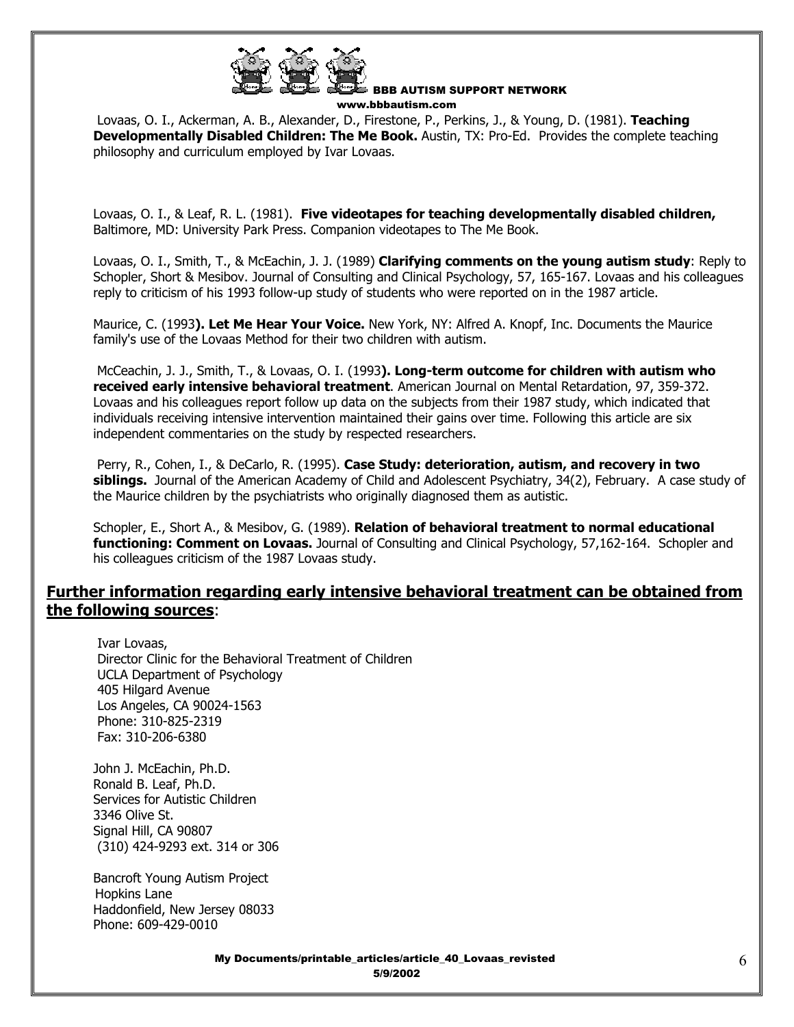Lovaas, O. I., Ackerman, A. B., Alexander, D., Firestone, P., Perkins, J., & Young, D. (1981). **Teaching Developmentally Disabled Children: The Me Book.** Austin, TX: Pro-Ed. Provides the complete teaching philosophy and curriculum employed by Ivar Lovaas.

Lovaas, O. I., & Leaf, R. L. (1981). **Five videotapes for teaching developmentally disabled children,** Baltimore, MD: University Park Press. Companion videotapes to The Me Book.

Lovaas, O. I., Smith, T., & McEachin, J. J. (1989) **Clarifying comments on the young autism study**: Reply to Schopler, Short & Mesibov. Journal of Consulting and Clinical Psychology, 57, 165-167. Lovaas and his colleagues reply to criticism of his 1993 follow-up study of students who were reported on in the 1987 article.

Maurice, C. (1993**). Let Me Hear Your Voice.** New York, NY: Alfred A. Knopf, Inc. Documents the Maurice family's use of the Lovaas Method for their two children with autism.

McCeachin, J. J., Smith, T., & Lovaas, O. I. (1993**). Long-term outcome for children with autism who received early intensive behavioral treatment**. American Journal on Mental Retardation, 97, 359-372. Lovaas and his colleagues report follow up data on the subjects from their 1987 study, which indicated that individuals receiving intensive intervention maintained their gains over time. Following this article are six independent commentaries on the study by respected researchers.

Perry, R., Cohen, I., & DeCarlo, R. (1995). **Case Study: deterioration, autism, and recovery in two siblings.** Journal of the American Academy of Child and Adolescent Psychiatry, 34(2), February. A case study of the Maurice children by the psychiatrists who originally diagnosed them as autistic.

Schopler, E., Short A., & Mesibov, G. (1989). **Relation of behavioral treatment to normal educational functioning: Comment on Lovaas.** Journal of Consulting and Clinical Psychology, 57,162-164. Schopler and his colleagues criticism of the 1987 Lovaas study.

## **Further information regarding early intensive behavioral treatment can be obtained from the following sources**:

Ivar Lovaas,
Director Clinic for the Behavioral Treatment of Children
UCLA Department of Psychology
405 Hilgard Avenue
Los Angeles, CA 90024-1563
Phone: 310-825-2319
Fax: 310-206-6380

John J. McEachin, Ph.D.
Ronald B. Leaf, Ph.D.
Services for Autistic Children
3346 Olive St.
Signal Hill, CA 90807
(310) 424-9293 ext. 314 or 306

Bancroft Young Autism Project
Hopkins Lane
Haddonfield, New Jersey 08033
Phone: 609-429-0010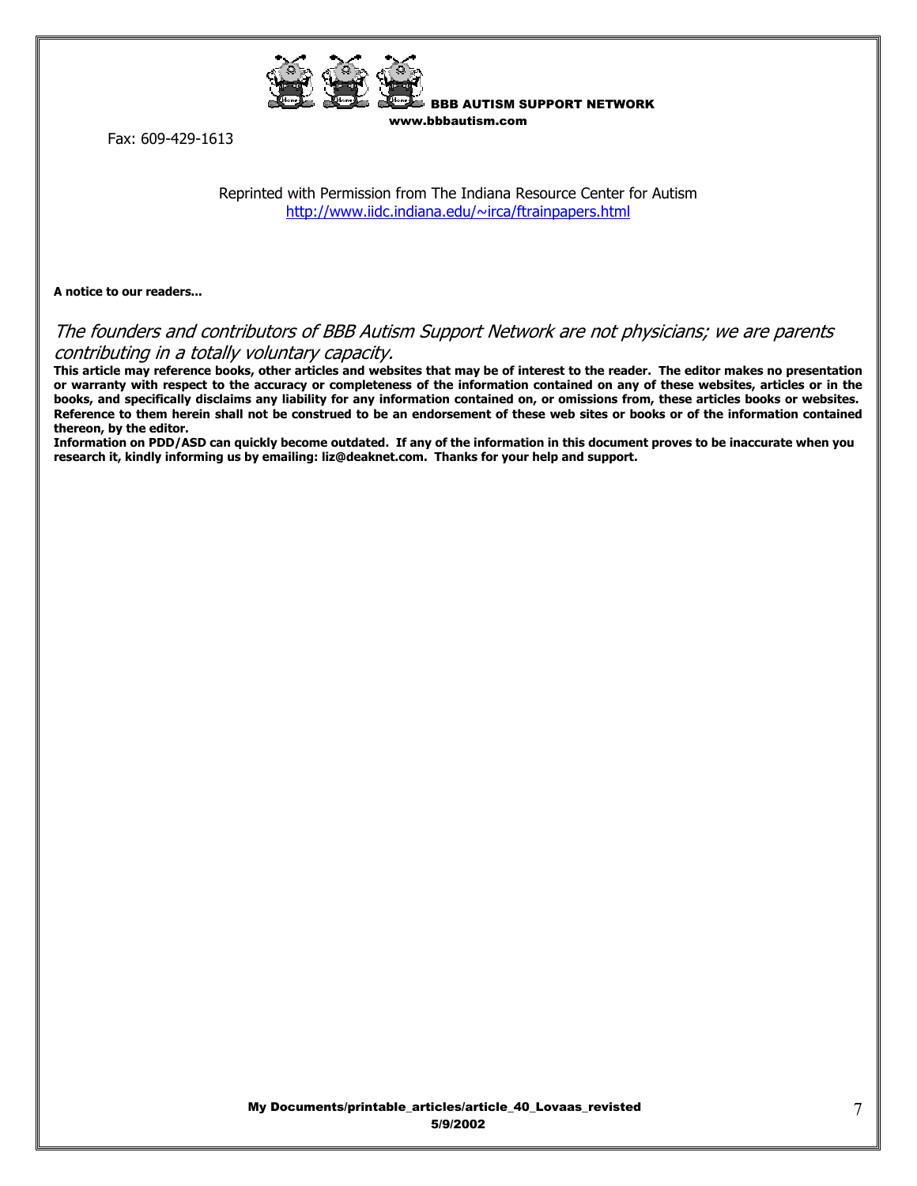BBB AUTISM SUPPORT NETWORK
www.bbbautism.com

Fax: 609-429-1613

Reprinted with Permission from The Indiana Resource Center for Autism
http://www.iidc.indiana.edu/~irca/ftrainpapers.html

**A notice to our readers...**

*The founders and contributors of BBB Autism Support Network are not physicians; we are parents contributing in a totally voluntary capacity.*

**This article may reference books, other articles and websites that may be of interest to the reader. The editor makes no presentation or warranty with respect to the accuracy or completeness of the information contained on any of these websites, articles or in the books, and specifically disclaims any liability for any information contained on, or omissions from, these articles books or websites. Reference to them herein shall not be construed to be an endorsement of these web sites or books or of the information contained thereon, by the editor.**

**Information on PDD/ASD can quickly become outdated. If any of the information in this document proves to be inaccurate when you research it, kindly informing us by emailing: liz@deaknet.com. Thanks for your help and support.**